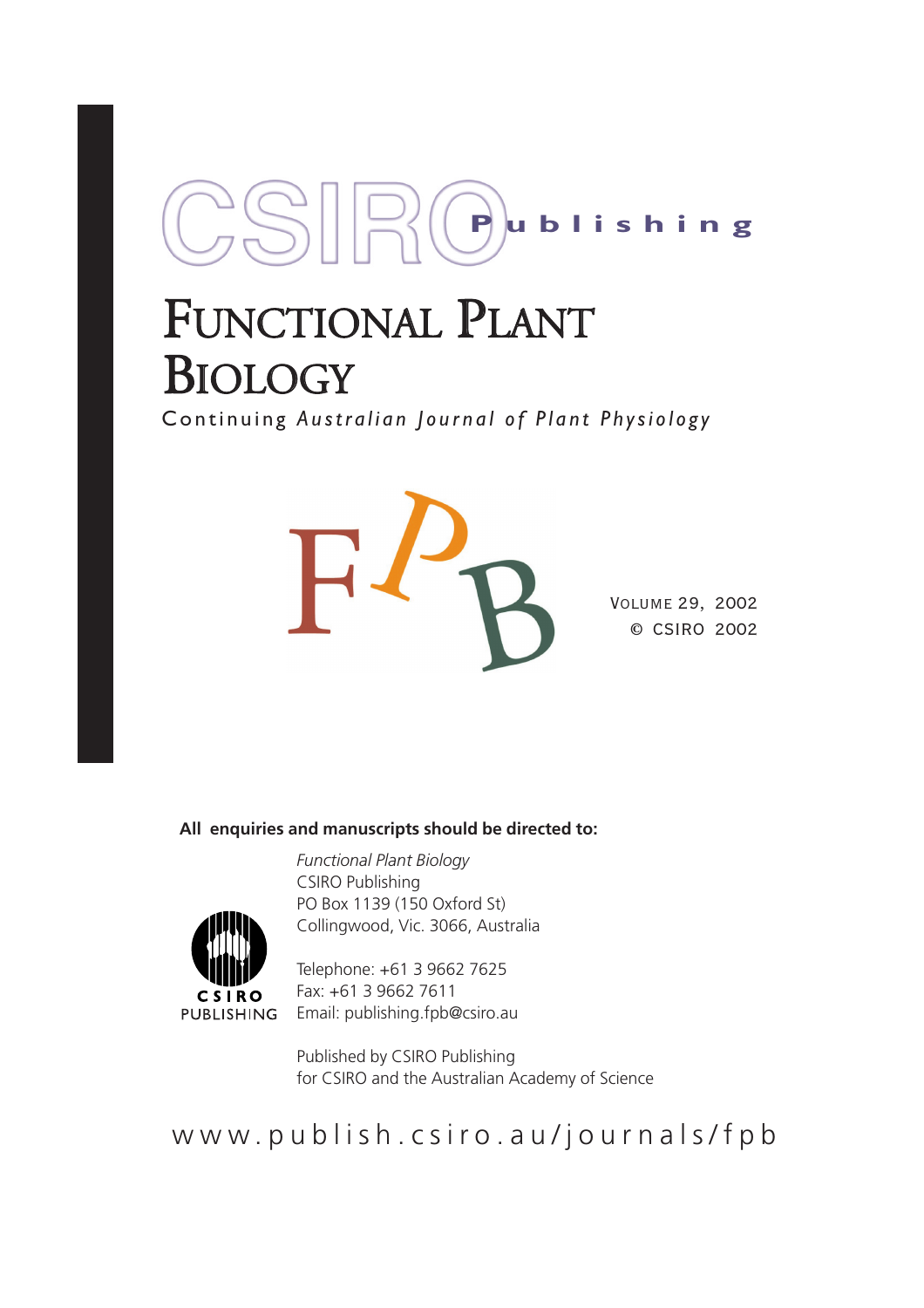CSIRO Publishing

# Functional Plant Biology

Continuing *Australian Journal of Plant Physiology*

FPB

Volume 29, 2002
© CSIRO 2002

**All enquiries and manuscripts should be directed to:**

*Functional Plant Biology*
CSIRO Publishing
PO Box 1139 (150 Oxford St)
Collingwood, Vic. 3066, Australia

Telephone: +61 3 9662 7625
Fax: +61 3 9662 7611
Email: publishing.fpb@csiro.au

CSIRO PUBLISHING

Published by CSIRO Publishing
for CSIRO and the Australian Academy of Science

www.publish.csiro.au/journals/fpb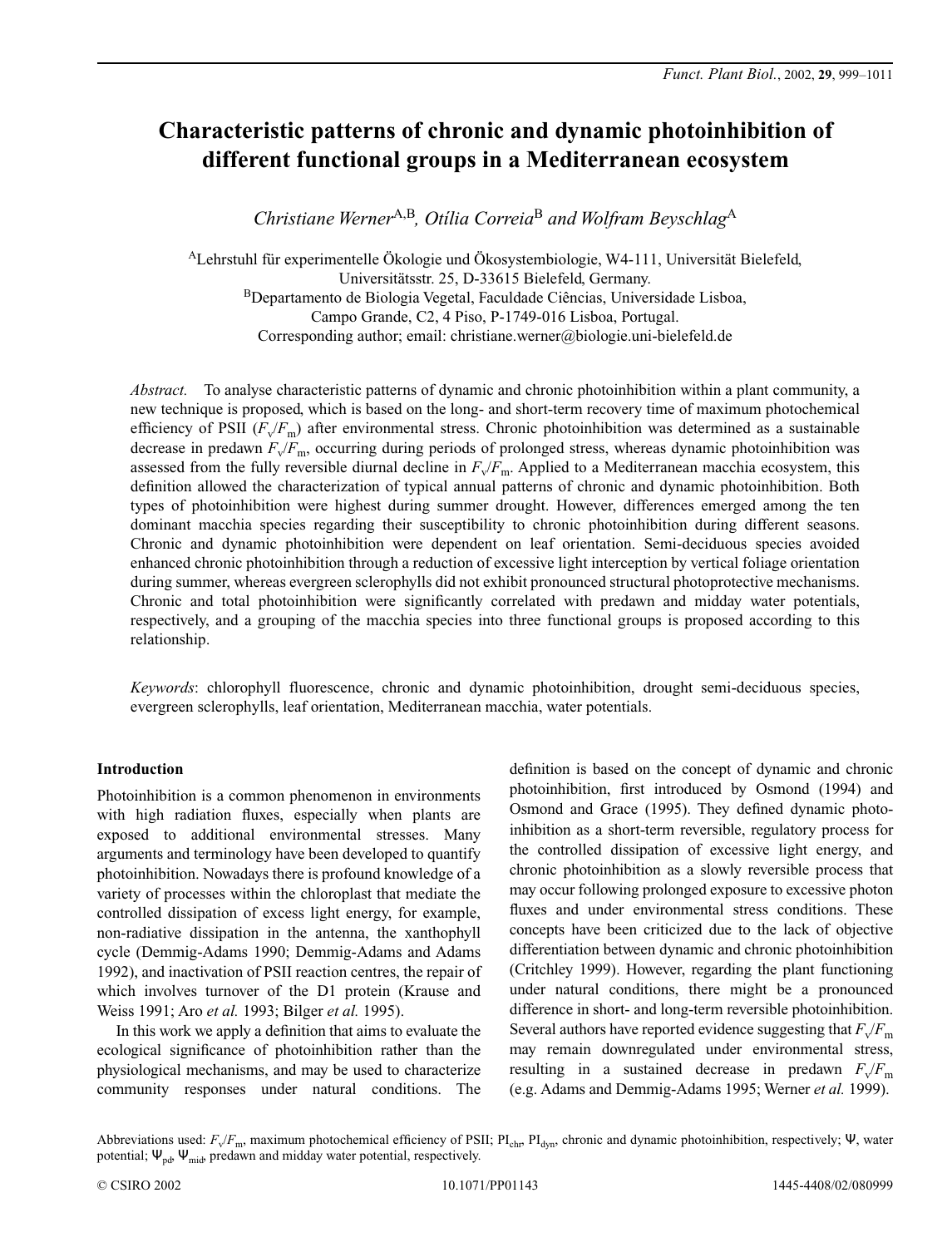# Characteristic patterns of chronic and dynamic photoinhibition of different functional groups in a Mediterranean ecosystem

*Christiane Werner*[A,B], *Otília Correia*[B] *and Wolfram Beyschlag*[A]

[A]Lehrstuhl für experimentelle Ökologie und Ökosystembiologie, W4-111, Universität Bielefeld, Universitätsstr. 25, D-33615 Bielefeld, Germany.
[B]Departamento de Biologia Vegetal, Faculdade Ciências, Universidade Lisboa, Campo Grande, C2, 4 Piso, P-1749-016 Lisboa, Portugal.
Corresponding author; email: christiane.werner@biologie.uni-bielefeld.de

*Abstract.* To analyse characteristic patterns of dynamic and chronic photoinhibition within a plant community, a new technique is proposed, which is based on the long- and short-term recovery time of maximum photochemical efficiency of PSII ($F_v/F_m$) after environmental stress. Chronic photoinhibition was determined as a sustainable decrease in predawn $F_v/F_m$, occurring during periods of prolonged stress, whereas dynamic photoinhibition was assessed from the fully reversible diurnal decline in $F_v/F_m$. Applied to a Mediterranean macchia ecosystem, this definition allowed the characterization of typical annual patterns of chronic and dynamic photoinhibition. Both types of photoinhibition were highest during summer drought. However, differences emerged among the ten dominant macchia species regarding their susceptibility to chronic photoinhibition during different seasons. Chronic and dynamic photoinhibition were dependent on leaf orientation. Semi-deciduous species avoided enhanced chronic photoinhibition through a reduction of excessive light interception by vertical foliage orientation during summer, whereas evergreen sclerophylls did not exhibit pronounced structural photoprotective mechanisms. Chronic and total photoinhibition were significantly correlated with predawn and midday water potentials, respectively, and a grouping of the macchia species into three functional groups is proposed according to this relationship.

*Keywords*: chlorophyll fluorescence, chronic and dynamic photoinhibition, drought semi-deciduous species, evergreen sclerophylls, leaf orientation, Mediterranean macchia, water potentials.

## Introduction

Photoinhibition is a common phenomenon in environments with high radiation fluxes, especially when plants are exposed to additional environmental stresses. Many arguments and terminology have been developed to quantify photoinhibition. Nowadays there is profound knowledge of a variety of processes within the chloroplast that mediate the controlled dissipation of excess light energy, for example, non-radiative dissipation in the antenna, the xanthophyll cycle (Demmig-Adams 1990; Demmig-Adams and Adams 1992), and inactivation of PSII reaction centres, the repair of which involves turnover of the D1 protein (Krause and Weiss 1991; Aro *et al.* 1993; Bilger *et al.* 1995).

In this work we apply a definition that aims to evaluate the ecological significance of photoinhibition rather than the physiological mechanisms, and may be used to characterize community responses under natural conditions. The definition is based on the concept of dynamic and chronic photoinhibition, first introduced by Osmond (1994) and Osmond and Grace (1995). They defined dynamic photoinhibition as a short-term reversible, regulatory process for the controlled dissipation of excessive light energy, and chronic photoinhibition as a slowly reversible process that may occur following prolonged exposure to excessive photon fluxes and under environmental stress conditions. These concepts have been criticized due to the lack of objective differentiation between dynamic and chronic photoinhibition (Critchley 1999). However, regarding the plant functioning under natural conditions, there might be a pronounced difference in short- and long-term reversible photoinhibition. Several authors have reported evidence suggesting that $F_v/F_m$ may remain downregulated under environmental stress, resulting in a sustained decrease in predawn $F_v/F_m$ (e.g. Adams and Demmig-Adams 1995; Werner *et al.* 1999).

Abbreviations used: $F_v/F_m$, maximum photochemical efficiency of PSII; $PI_{chr}$, $PI_{dyn}$, chronic and dynamic photoinhibition, respectively; $\Psi$, water potential; $\Psi_{pd}$, $\Psi_{mid}$, predawn and midday water potential, respectively.

© CSIRO 2002 10.1071/PP01143 1445-4408/02/080999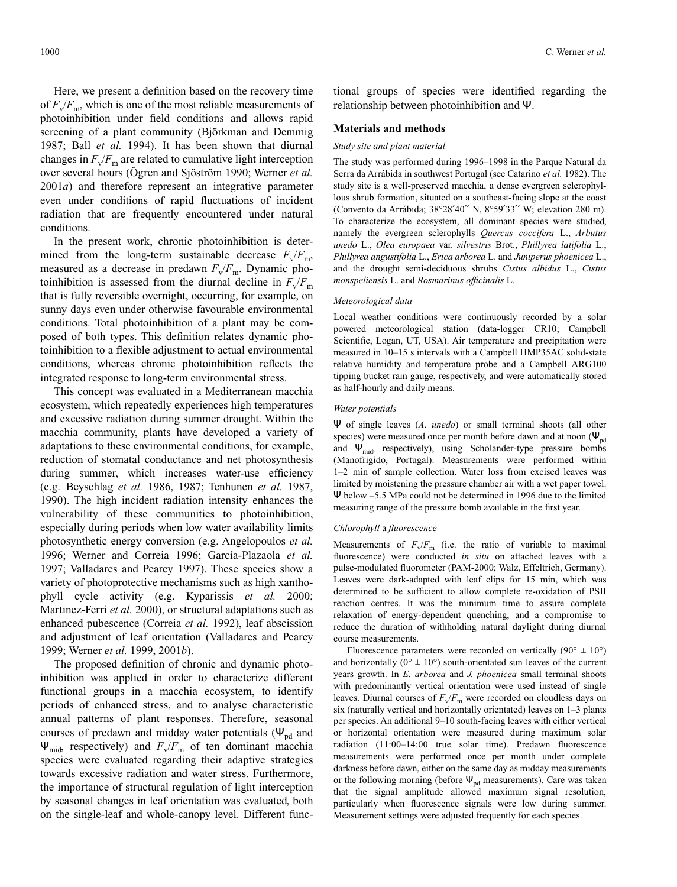Here, we present a definition based on the recovery time of $F_v/F_m$, which is one of the most reliable measurements of photoinhibition under field conditions and allows rapid screening of a plant community (Björkman and Demmig 1987; Ball *et al.* 1994). It has been shown that diurnal changes in $F_v/F_m$ are related to cumulative light interception over several hours (Ögren and Sjöström 1990; Werner *et al.* 2001*a*) and therefore represent an integrative parameter even under conditions of rapid fluctuations of incident radiation that are frequently encountered under natural conditions.

In the present work, chronic photoinhibition is determined from the long-term sustainable decrease $F_v/F_m$, measured as a decrease in predawn $F_v/F_m$. Dynamic photoinhibition is assessed from the diurnal decline in $F_v/F_m$ that is fully reversible overnight, occurring, for example, on sunny days even under otherwise favourable environmental conditions. Total photoinhibition of a plant may be composed of both types. This definition relates dynamic photoinhibition to a flexible adjustment to actual environmental conditions, whereas chronic photoinhibition reflects the integrated response to long-term environmental stress.

This concept was evaluated in a Mediterranean macchia ecosystem, which repeatedly experiences high temperatures and excessive radiation during summer drought. Within the macchia community, plants have developed a variety of adaptations to these environmental conditions, for example, reduction of stomatal conductance and net photosynthesis during summer, which increases water-use efficiency (e.g. Beyschlag *et al.* 1986, 1987; Tenhunen *et al.* 1987, 1990). The high incident radiation intensity enhances the vulnerability of these communities to photoinhibition, especially during periods when low water availability limits photosynthetic energy conversion (e.g. Angelopoulos *et al.* 1996; Werner and Correia 1996; García-Plazaola *et al.* 1997; Valladares and Pearcy 1997). These species show a variety of photoprotective mechanisms such as high xanthophyll cycle activity (e.g. Kyparissis *et al.* 2000; Martinez-Ferri *et al.* 2000), or structural adaptations such as enhanced pubescence (Correia *et al.* 1992), leaf abscission and adjustment of leaf orientation (Valladares and Pearcy 1999; Werner *et al.* 1999, 2001*b*).

The proposed definition of chronic and dynamic photoinhibition was applied in order to characterize different functional groups in a macchia ecosystem, to identify periods of enhanced stress, and to analyse characteristic annual patterns of plant responses. Therefore, seasonal courses of predawn and midday water potentials ($\Psi_{pd}$ and $\Psi_{mid}$, respectively) and $F_v/F_m$ of ten dominant macchia species were evaluated regarding their adaptive strategies towards excessive radiation and water stress. Furthermore, the importance of structural regulation of light interception by seasonal changes in leaf orientation was evaluated, both on the single-leaf and whole-canopy level. Different functional groups of species were identified regarding the relationship between photoinhibition and $\Psi$.

## Materials and methods

### *Study site and plant material*

The study was performed during 1996–1998 in the Parque Natural da Serra da Arrábida in southwest Portugal (see Catarino *et al.* 1982). The study site is a well-preserved macchia, a dense evergreen sclerophyllous shrub formation, situated on a southeast-facing slope at the coast (Convento da Arrábida; 38°28′40′′ N, 8°59′33′′ W; elevation 280 m). To characterize the ecosystem, all dominant species were studied, namely the evergreen sclerophylls *Quercus coccifera* L., *Arbutus unedo* L., *Olea europaea* var. *silvestris* Brot., *Phillyrea latifolia* L., *Phillyrea angustifolia* L., *Erica arborea* L. and *Juniperus phoenicea* L., and the drought semi-deciduous shrubs *Cistus albidus* L., *Cistus monspeliensis* L. and *Rosmarinus officinalis* L.

### *Meteorological data*

Local weather conditions were continuously recorded by a solar powered meteorological station (data-logger CR10; Campbell Scientific, Logan, UT, USA). Air temperature and precipitation were measured in 10–15 s intervals with a Campbell HMP35AC solid-state relative humidity and temperature probe and a Campbell ARG100 tipping bucket rain gauge, respectively, and were automatically stored as half-hourly and daily means.

### *Water potentials*

$\Psi$ of single leaves (*A. unedo*) or small terminal shoots (all other species) were measured once per month before dawn and at noon ($\Psi_{pd}$ and $\Psi_{mid}$, respectively), using Scholander-type pressure bombs (Manofrigido, Portugal). Measurements were performed within 1–2 min of sample collection. Water loss from excised leaves was limited by moistening the pressure chamber air with a wet paper towel. $\Psi$ below –5.5 MPa could not be determined in 1996 due to the limited measuring range of the pressure bomb available in the first year.

### *Chlorophyll* a *fluorescence*

Measurements of $F_v/F_m$ (i.e. the ratio of variable to maximal fluorescence) were conducted *in situ* on attached leaves with a pulse-modulated fluorometer (PAM-2000; Walz, Effeltrich, Germany). Leaves were dark-adapted with leaf clips for 15 min, which was determined to be sufficient to allow complete re-oxidation of PSII reaction centres. It was the minimum time to assure complete relaxation of energy-dependent quenching, and a compromise to reduce the duration of withholding natural daylight during diurnal course measurements.

Fluorescence parameters were recorded on vertically (90° ± 10°) and horizontally (0° ± 10°) south-orientated sun leaves of the current years growth. In *E. arborea* and *J. phoenicea* small terminal shoots with predominantly vertical orientation were used instead of single leaves. Diurnal courses of $F_v/F_m$ were recorded on cloudless days on six (naturally vertical and horizontally orientated) leaves on 1–3 plants per species. An additional 9–10 south-facing leaves with either vertical or horizontal orientation were measured during maximum solar radiation (11:00–14:00 true solar time). Predawn fluorescence measurements were performed once per month under complete darkness before dawn, either on the same day as midday measurements or the following morning (before $\Psi_{pd}$ measurements). Care was taken that the signal amplitude allowed maximum signal resolution, particularly when fluorescence signals were low during summer. Measurement settings were adjusted frequently for each species.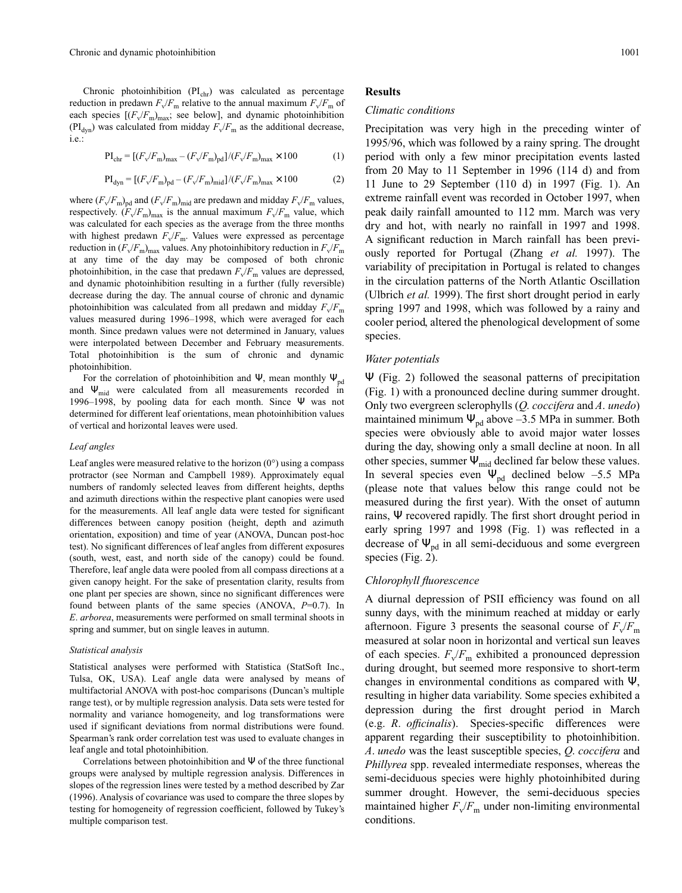Chronic photoinhibition ($PI_{chr}$) was calculated as percentage reduction in predawn $F_v/F_m$ relative to the annual maximum $F_v/F_m$ of each species [$(F_v/F_m)_{max}$; see below], and dynamic photoinhibition ($PI_{dyn}$) was calculated from midday $F_v/F_m$ as the additional decrease, i.e.:

$$PI_{chr} = [(F_v/F_m)_{max} - (F_v/F_m)_{pd}]/(F_v/F_m)_{max} \times 100 \tag{1}$$

$$PI_{dyn} = [(F_v/F_m)_{pd} - (F_v/F_m)_{mid}]/(F_v/F_m)_{max} \times 100 \tag{2}$$

where $(F_v/F_m)_{pd}$ and $(F_v/F_m)_{mid}$ are predawn and midday $F_v/F_m$ values, respectively. $(F_v/F_m)_{max}$ is the annual maximum $F_v/F_m$ value, which was calculated for each species as the average from the three months with highest predawn $F_v/F_m$. Values were expressed as percentage reduction in $(F_v/F_m)_{max}$ values. Any photoinhibitory reduction in $F_v/F_m$ at any time of the day may be composed of both chronic photoinhibition, in the case that predawn $F_v/F_m$ values are depressed, and dynamic photoinhibition resulting in a further (fully reversible) decrease during the day. The annual course of chronic and dynamic photoinhibition was calculated from all predawn and midday $F_v/F_m$ values measured during 1996–1998, which were averaged for each month. Since predawn values were not determined in January, values were interpolated between December and February measurements. Total photoinhibition is the sum of chronic and dynamic photoinhibition.

For the correlation of photoinhibition and $\Psi$, mean monthly $\Psi_{pd}$ and $\Psi_{mid}$ were calculated from all measurements recorded in 1996–1998, by pooling data for each month. Since $\Psi$ was not determined for different leaf orientations, mean photoinhibition values of vertical and horizontal leaves were used.

### *Leaf angles*

Leaf angles were measured relative to the horizon (0°) using a compass protractor (see Norman and Campbell 1989). Approximately equal numbers of randomly selected leaves from different heights, depths and azimuth directions within the respective plant canopies were used for the measurements. All leaf angle data were tested for significant differences between canopy position (height, depth and azimuth orientation, exposition) and time of year (ANOVA, Duncan post-hoc test). No significant differences of leaf angles from different exposures (south, west, east, and north side of the canopy) could be found. Therefore, leaf angle data were pooled from all compass directions at a given canopy height. For the sake of presentation clarity, results from one plant per species are shown, since no significant differences were found between plants of the same species (ANOVA, $P$=0.7). In *E. arborea*, measurements were performed on small terminal shoots in spring and summer, but on single leaves in autumn.

### *Statistical analysis*

Statistical analyses were performed with Statistica (StatSoft Inc., Tulsa, OK, USA). Leaf angle data were analysed by means of multifactorial ANOVA with post-hoc comparisons (Duncan's multiple range test), or by multiple regression analysis. Data sets were tested for normality and variance homogeneity, and log transformations were used if significant deviations from normal distributions were found. Spearman's rank order correlation test was used to evaluate changes in leaf angle and total photoinhibition.

Correlations between photoinhibition and $\Psi$ of the three functional groups were analysed by multiple regression analysis. Differences in slopes of the regression lines were tested by a method described by Zar (1996). Analysis of covariance was used to compare the three slopes by testing for homogeneity of regression coefficient, followed by Tukey's multiple comparison test.

## Results

### *Climatic conditions*

Precipitation was very high in the preceding winter of 1995/96, which was followed by a rainy spring. The drought period with only a few minor precipitation events lasted from 20 May to 11 September in 1996 (114 d) and from 11 June to 29 September (110 d) in 1997 (Fig. 1). An extreme rainfall event was recorded in October 1997, when peak daily rainfall amounted to 112 mm. March was very dry and hot, with nearly no rainfall in 1997 and 1998. A significant reduction in March rainfall has been previously reported for Portugal (Zhang *et al.* 1997). The variability of precipitation in Portugal is related to changes in the circulation patterns of the North Atlantic Oscillation (Ulbrich *et al.* 1999). The first short drought period in early spring 1997 and 1998, which was followed by a rainy and cooler period, altered the phenological development of some species.

### *Water potentials*

$\Psi$ (Fig. 2) followed the seasonal patterns of precipitation (Fig. 1) with a pronounced decline during summer drought. Only two evergreen sclerophylls (*Q. coccifera* and *A. unedo*) maintained minimum $\Psi_{pd}$ above –3.5 MPa in summer. Both species were obviously able to avoid major water losses during the day, showing only a small decline at noon. In all other species, summer $\Psi_{mid}$ declined far below these values. In several species even $\Psi_{pd}$ declined below –5.5 MPa (please note that values below this range could not be measured during the first year). With the onset of autumn rains, $\Psi$ recovered rapidly. The first short drought period in early spring 1997 and 1998 (Fig. 1) was reflected in a decrease of $\Psi_{pd}$ in all semi-deciduous and some evergreen species (Fig. 2).

### *Chlorophyll fluorescence*

A diurnal depression of PSII efficiency was found on all sunny days, with the minimum reached at midday or early afternoon. Figure 3 presents the seasonal course of $F_v/F_m$ measured at solar noon in horizontal and vertical sun leaves of each species. $F_v/F_m$ exhibited a pronounced depression during drought, but seemed more responsive to short-term changes in environmental conditions as compared with $\Psi$, resulting in higher data variability. Some species exhibited a depression during the first drought period in March (e.g. *R. officinalis*). Species-specific differences were apparent regarding their susceptibility to photoinhibition. *A. unedo* was the least susceptible species, *Q. coccifera* and *Phillyrea* spp. revealed intermediate responses, whereas the semi-deciduous species were highly photoinhibited during summer drought. However, the semi-deciduous species maintained higher $F_v/F_m$ under non-limiting environmental conditions.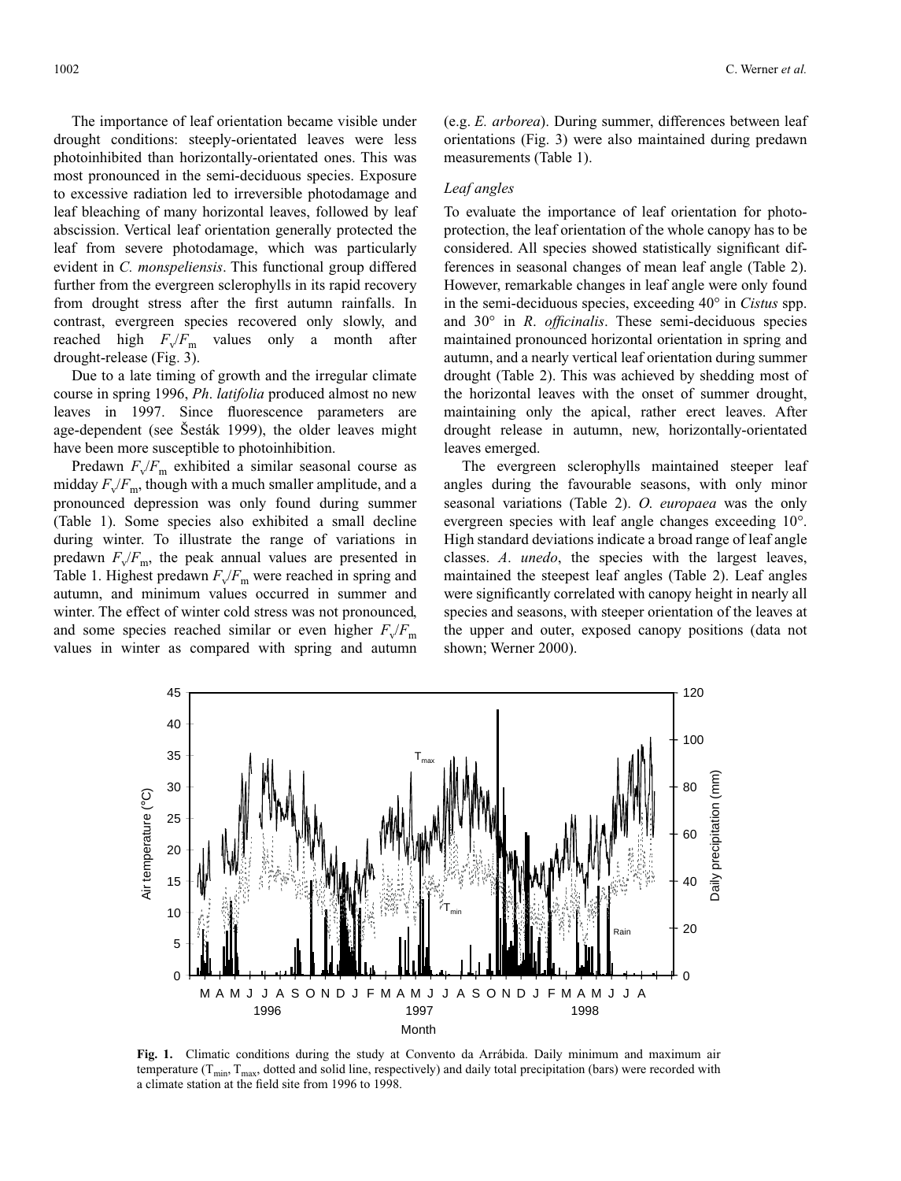The importance of leaf orientation became visible under drought conditions: steeply-orientated leaves were less photoinhibited than horizontally-orientated ones. This was most pronounced in the semi-deciduous species. Exposure to excessive radiation led to irreversible photodamage and leaf bleaching of many horizontal leaves, followed by leaf abscission. Vertical leaf orientation generally protected the leaf from severe photodamage, which was particularly evident in *C. monspeliensis*. This functional group differed further from the evergreen sclerophylls in its rapid recovery from drought stress after the first autumn rainfalls. In contrast, evergreen species recovered only slowly, and reached high $F_v/F_m$ values only a month after drought-release (Fig. 3).

Due to a late timing of growth and the irregular climate course in spring 1996, *Ph. latifolia* produced almost no new leaves in 1997. Since fluorescence parameters are age-dependent (see Šesták 1999), the older leaves might have been more susceptible to photoinhibition.

Predawn $F_v/F_m$ exhibited a similar seasonal course as midday $F_v/F_m$, though with a much smaller amplitude, and a pronounced depression was only found during summer (Table 1). Some species also exhibited a small decline during winter. To illustrate the range of variations in predawn $F_v/F_m$, the peak annual values are presented in Table 1. Highest predawn $F_v/F_m$ were reached in spring and autumn, and minimum values occurred in summer and winter. The effect of winter cold stress was not pronounced, and some species reached similar or even higher $F_v/F_m$ values in winter as compared with spring and autumn (e.g. *E. arborea*). During summer, differences between leaf orientations (Fig. 3) were also maintained during predawn measurements (Table 1).

### *Leaf angles*

To evaluate the importance of leaf orientation for photoprotection, the leaf orientation of the whole canopy has to be considered. All species showed statistically significant differences in seasonal changes of mean leaf angle (Table 2). However, remarkable changes in leaf angle were only found in the semi-deciduous species, exceeding 40° in *Cistus* spp. and 30° in *R. officinalis*. These semi-deciduous species maintained pronounced horizontal orientation in spring and autumn, and a nearly vertical leaf orientation during summer drought (Table 2). This was achieved by shedding most of the horizontal leaves with the onset of summer drought, maintaining only the apical, rather erect leaves. After drought release in autumn, new, horizontally-orientated leaves emerged.

The evergreen sclerophylls maintained steeper leaf angles during the favourable seasons, with only minor seasonal variations (Table 2). *O. europaea* was the only evergreen species with leaf angle changes exceeding 10°. High standard deviations indicate a broad range of leaf angle classes. *A. unedo*, the species with the largest leaves, maintained the steepest leaf angles (Table 2). Leaf angles were significantly correlated with canopy height in nearly all species and seasons, with steeper orientation of the leaves at the upper and outer, exposed canopy positions (data not shown; Werner 2000).

**Fig. 1.** Climatic conditions during the study at Convento da Arrábida. Daily minimum and maximum air temperature ($T_{min}$, $T_{max}$, dotted and solid line, respectively) and daily total precipitation (bars) were recorded with a climate station at the field site from 1996 to 1998.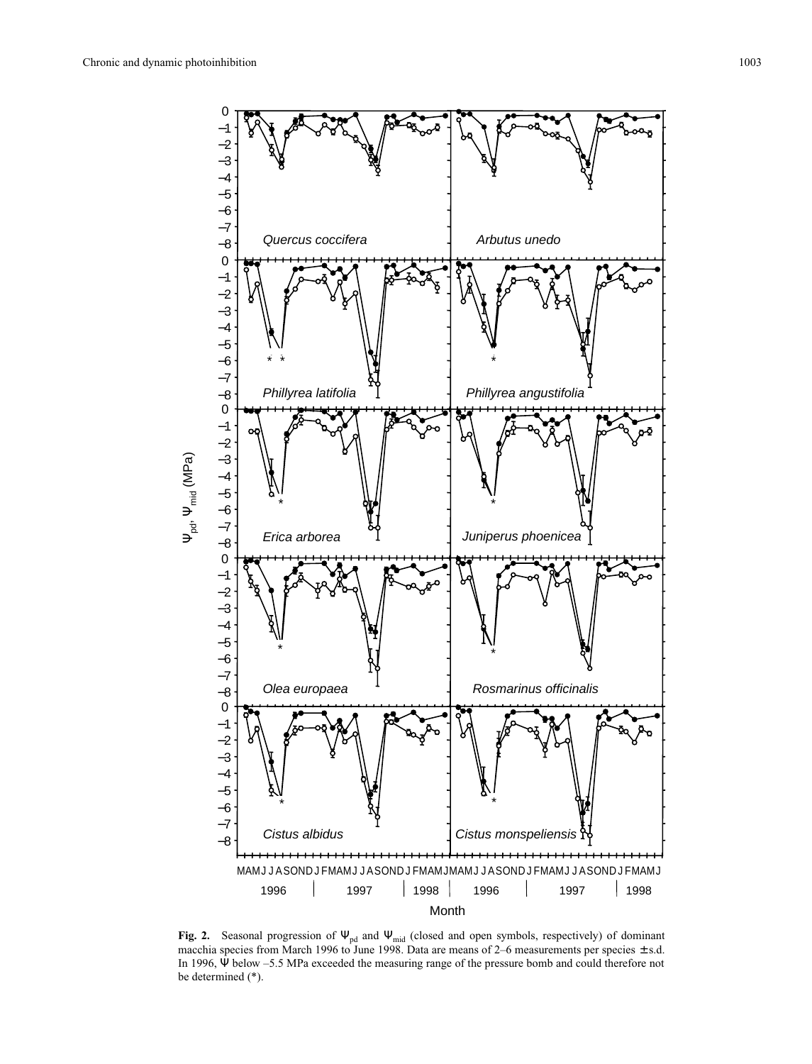**Fig. 2.** Seasonal progression of $\Psi_{pd}$ and $\Psi_{mid}$ (closed and open symbols, respectively) of dominant macchia species from March 1996 to June 1998. Data are means of 2–6 measurements per species ± s.d. In 1996, $\Psi$ below –5.5 MPa exceeded the measuring range of the pressure bomb and could therefore not be determined (*).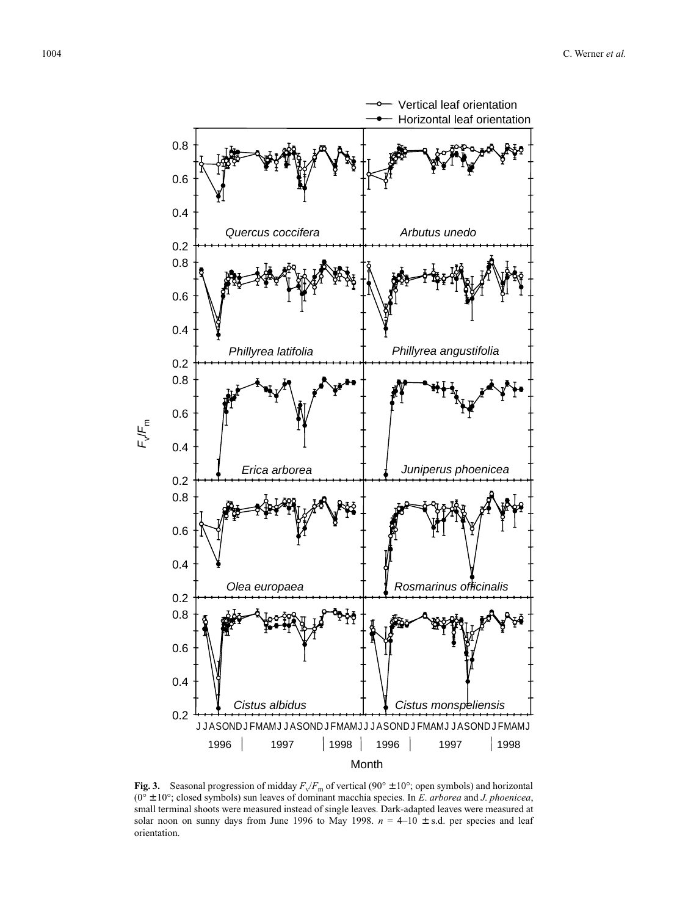**Fig. 3.** Seasonal progression of midday $F_v/F_m$ of vertical (90° ± 10°; open symbols) and horizontal (0° ± 10°; closed symbols) sun leaves of dominant macchia species. In *E. arborea* and *J. phoenicea*, small terminal shoots were measured instead of single leaves. Dark-adapted leaves were measured at solar noon on sunny days from June 1996 to May 1998. $n$ = 4–10 ± s.d. per species and leaf orientation.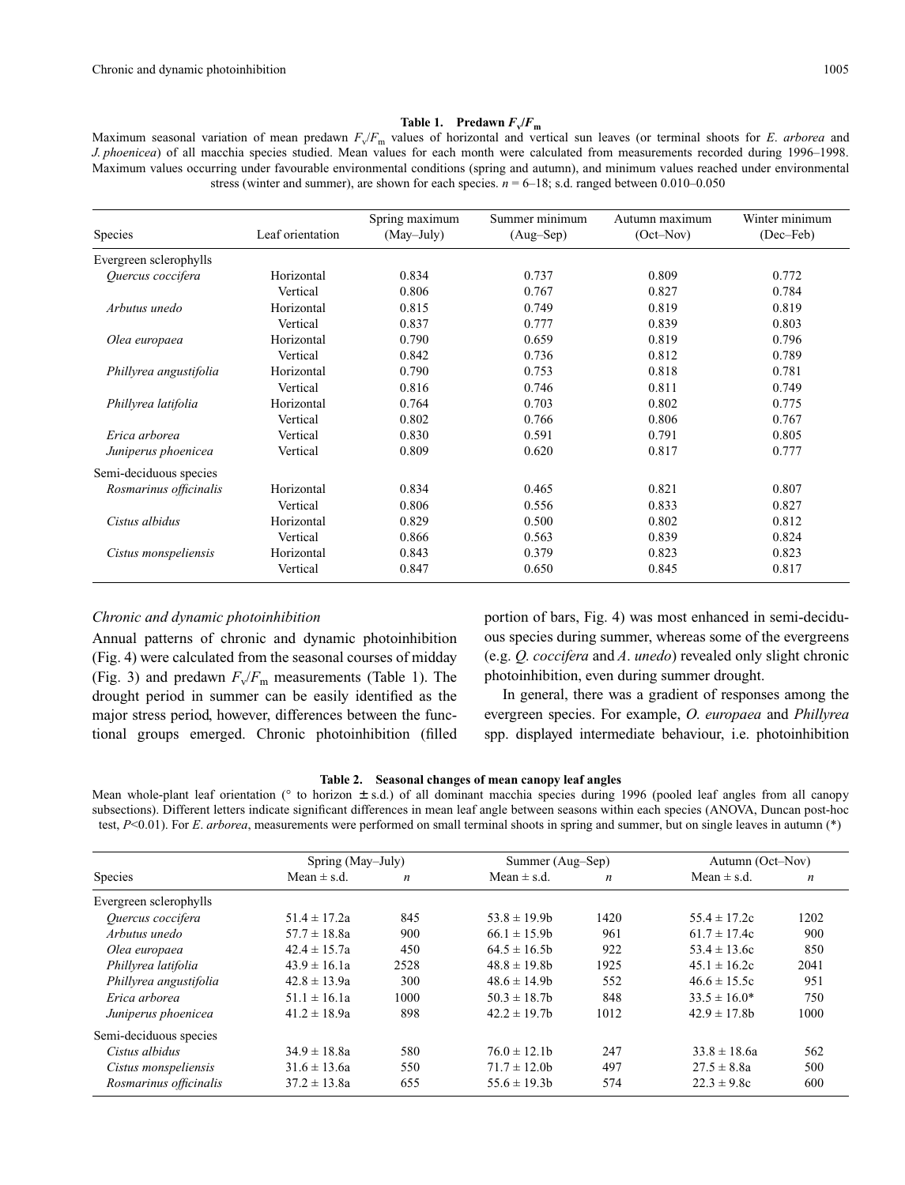**Table 1. Predawn $F_v/F_m$**

Maximum seasonal variation of mean predawn $F_v/F_m$ values of horizontal and vertical sun leaves (or terminal shoots for *E. arborea* and *J. phoenicea*) of all macchia species studied. Mean values for each month were calculated from measurements recorded during 1996–1998. Maximum values occurring under favourable environmental conditions (spring and autumn), and minimum values reached under environmental stress (winter and summer), are shown for each species. $n$ = 6–18; s.d. ranged between 0.010–0.050

| Species | Leaf orientation | Spring maximum (May–July) | Summer minimum (Aug–Sep) | Autumn maximum (Oct–Nov) | Winter minimum (Dec–Feb) |
|---|---|---|---|---|---|
| Evergreen sclerophylls | | | | | |
| *Quercus coccifera* | Horizontal | 0.834 | 0.737 | 0.809 | 0.772 |
| | Vertical | 0.806 | 0.767 | 0.827 | 0.784 |
| *Arbutus unedo* | Horizontal | 0.815 | 0.749 | 0.819 | 0.819 |
| | Vertical | 0.837 | 0.777 | 0.839 | 0.803 |
| *Olea europaea* | Horizontal | 0.790 | 0.659 | 0.819 | 0.796 |
| | Vertical | 0.842 | 0.736 | 0.812 | 0.789 |
| *Phillyrea angustifolia* | Horizontal | 0.790 | 0.753 | 0.818 | 0.781 |
| | Vertical | 0.816 | 0.746 | 0.811 | 0.749 |
| *Phillyrea latifolia* | Horizontal | 0.764 | 0.703 | 0.802 | 0.775 |
| | Vertical | 0.802 | 0.766 | 0.806 | 0.767 |
| *Erica arborea* | Vertical | 0.830 | 0.591 | 0.791 | 0.805 |
| *Juniperus phoenicea* | Vertical | 0.809 | 0.620 | 0.817 | 0.777 |
| Semi-deciduous species | | | | | |
| *Rosmarinus officinalis* | Horizontal | 0.834 | 0.465 | 0.821 | 0.807 |
| | Vertical | 0.806 | 0.556 | 0.833 | 0.827 |
| *Cistus albidus* | Horizontal | 0.829 | 0.500 | 0.802 | 0.812 |
| | Vertical | 0.866 | 0.563 | 0.839 | 0.824 |
| *Cistus monspeliensis* | Horizontal | 0.843 | 0.379 | 0.823 | 0.823 |
| | Vertical | 0.847 | 0.650 | 0.845 | 0.817 |

*Chronic and dynamic photoinhibition*

Annual patterns of chronic and dynamic photoinhibition (Fig. 4) were calculated from the seasonal courses of midday (Fig. 3) and predawn $F_v/F_m$ measurements (Table 1). The drought period in summer can be easily identified as the major stress period, however, differences between the functional groups emerged. Chronic photoinhibition (filled portion of bars, Fig. 4) was most enhanced in semi-deciduous species during summer, whereas some of the evergreens (e.g. *Q. coccifera* and *A. unedo*) revealed only slight chronic photoinhibition, even during summer drought.

In general, there was a gradient of responses among the evergreen species. For example, *O. europaea* and *Phillyrea* spp. displayed intermediate behaviour, i.e. photoinhibition

**Table 2. Seasonal changes of mean canopy leaf angles**

Mean whole-plant leaf orientation (° to horizon ± s.d.) of all dominant macchia species during 1996 (pooled leaf angles from all canopy subsections). Different letters indicate significant differences in mean leaf angle between seasons within each species (ANOVA, Duncan post-hoc test, $P$<0.01). For *E. arborea*, measurements were performed on small terminal shoots in spring and summer, but on single leaves in autumn (*)

| Species | Spring (May–July) Mean ± s.d. | $n$ | Summer (Aug–Sep) Mean ± s.d. | $n$ | Autumn (Oct–Nov) Mean ± s.d. | $n$ |
|---|---|---|---|---|---|---|
| Evergreen sclerophylls | | | | | | |
| *Quercus coccifera* | 51.4 ± 17.2a | 845 | 53.8 ± 19.9b | 1420 | 55.4 ± 17.2c | 1202 |
| *Arbutus unedo* | 57.7 ± 18.8a | 900 | 66.1 ± 15.9b | 961 | 61.7 ± 17.4c | 900 |
| *Olea europaea* | 42.4 ± 15.7a | 450 | 64.5 ± 16.5b | 922 | 53.4 ± 13.6c | 850 |
| *Phillyrea latifolia* | 43.9 ± 16.1a | 2528 | 48.8 ± 19.8b | 1925 | 45.1 ± 16.2c | 2041 |
| *Phillyrea angustifolia* | 42.8 ± 13.9a | 300 | 48.6 ± 14.9b | 552 | 46.6 ± 15.5c | 951 |
| *Erica arborea* | 51.1 ± 16.1a | 1000 | 50.3 ± 18.7b | 848 | 33.5 ± 16.0* | 750 |
| *Juniperus phoenicea* | 41.2 ± 18.9a | 898 | 42.2 ± 19.7b | 1012 | 42.9 ± 17.8b | 1000 |
| Semi-deciduous species | | | | | | |
| *Cistus albidus* | 34.9 ± 18.8a | 580 | 76.0 ± 12.1b | 247 | 33.8 ± 18.6a | 562 |
| *Cistus monspeliensis* | 31.6 ± 13.6a | 550 | 71.7 ± 12.0b | 497 | 27.5 ± 8.8a | 500 |
| *Rosmarinus officinalis* | 37.2 ± 13.8a | 655 | 55.6 ± 19.3b | 574 | 22.3 ± 9.8c | 600 |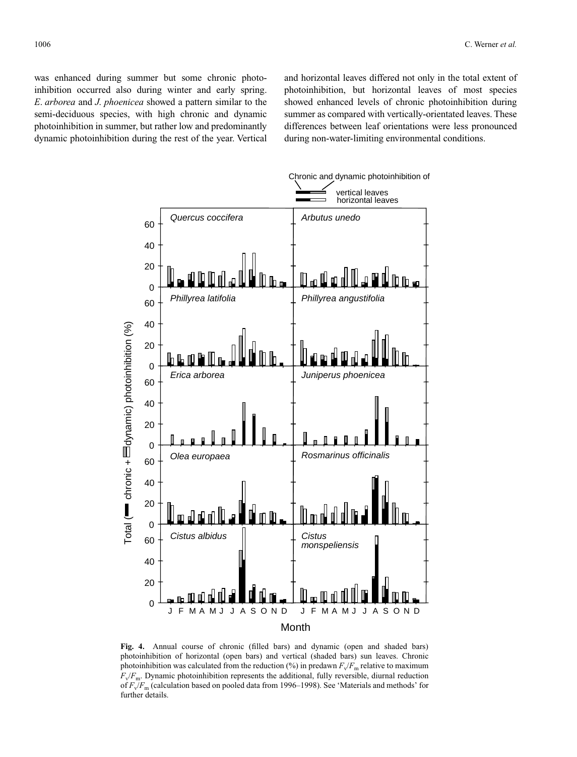was enhanced during summer but some chronic photoinhibition occurred also during winter and early spring. *E. arborea* and *J. phoenicea* showed a pattern similar to the semi-deciduous species, with high chronic and dynamic photoinhibition in summer, but rather low and predominantly dynamic photoinhibition during the rest of the year. Vertical and horizontal leaves differed not only in the total extent of photoinhibition, but horizontal leaves of most species showed enhanced levels of chronic photoinhibition during summer as compared with vertically-orientated leaves. These differences between leaf orientations were less pronounced during non-water-limiting environmental conditions.

**Fig. 4.** Annual course of chronic (filled bars) and dynamic (open and shaded bars) photoinhibition of horizontal (open bars) and vertical (shaded bars) sun leaves. Chronic photoinhibition was calculated from the reduction (%) in predawn $F_v/F_m$ relative to maximum $F_v/F_m$. Dynamic photoinhibition represents the additional, fully reversible, diurnal reduction of $F_v/F_m$ (calculation based on pooled data from 1996–1998). See 'Materials and methods' for further details.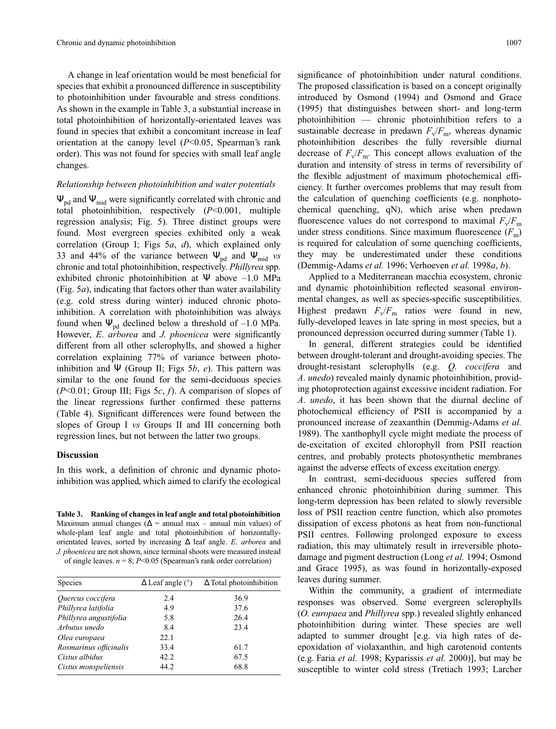A change in leaf orientation would be most beneficial for species that exhibit a pronounced difference in susceptibility to photoinhibition under favourable and stress conditions. As shown in the example in Table 3, a substantial increase in total photoinhibition of horizontally-orientated leaves was found in species that exhibit a concomitant increase in leaf orientation at the canopy level ($P$<0.05, Spearman's rank order). This was not found for species with small leaf angle changes.

### *Relationship between photoinhibition and water potentials*

$\Psi_{pd}$ and $\Psi_{mid}$ were significantly correlated with chronic and total photoinhibition, respectively ($P$<0.001, multiple regression analysis; Fig. 5). Three distinct groups were found. Most evergreen species exhibited only a weak correlation (Group I; Figs 5*a*, *d*), which explained only 33 and 44% of the variance between $\Psi_{pd}$ and $\Psi_{mid}$ *vs* chronic and total photoinhibition, respectively. *Phillyrea* spp. exhibited chronic photoinhibition at $\Psi$ above –1.0 MPa (Fig. 5*a*), indicating that factors other than water availability (e.g. cold stress during winter) induced chronic photoinhibition. A correlation with photoinhibition was always found when $\Psi_{pd}$ declined below a threshold of –1.0 MPa. However, *E. arborea* and *J. phoenicea* were significantly different from all other sclerophylls, and showed a higher correlation explaining 77% of variance between photoinhibition and $\Psi$ (Group II; Figs 5*b*, *e*). This pattern was similar to the one found for the semi-deciduous species ($P$<0.01; Group III; Figs 5*c*, *f*). A comparison of slopes of the linear regressions further confirmed these patterns (Table 4). Significant differences were found between the slopes of Group I *vs* Groups II and III concerning both regression lines, but not between the latter two groups.

## Discussion

In this work, a definition of chronic and dynamic photoinhibition was applied, which aimed to clarify the ecological significance of photoinhibition under natural conditions. The proposed classification is based on a concept originally introduced by Osmond (1994) and Osmond and Grace (1995) that distinguishes between short- and long-term photoinhibition — chronic photoinhibition refers to a sustainable decrease in predawn $F_v/F_m$, whereas dynamic photoinhibition describes the fully reversible diurnal decrease of $F_v/F_m$. This concept allows evaluation of the duration and intensity of stress in terms of reversibility of the flexible adjustment of maximum photochemical efficiency. It further overcomes problems that may result from the calculation of quenching coefficients (e.g. nonphotochemical quenching, qN), which arise when predawn fluorescence values do not correspond to maximal $F_v/F_m$ under stress conditions. Since maximum fluorescence ($F_m$) is required for calculation of some quenching coefficients, they may be underestimated under these conditions (Demmig-Adams *et al.* 1996; Verhoeven *et al.* 1998*a*, *b*).

Applied to a Mediterranean macchia ecosystem, chronic and dynamic photoinhibition reflected seasonal environmental changes, as well as species-specific susceptibilities. Highest predawn $F_v/F_m$ ratios were found in new, fully-developed leaves in late spring in most species, but a pronounced depression occurred during summer (Table 1).

In general, different strategies could be identified between drought-tolerant and drought-avoiding species. The drought-resistant sclerophylls (e.g. *Q. coccifera* and *A. unedo*) revealed mainly dynamic photoinhibition, providing photoprotection against excessive incident radiation. For *A. unedo*, it has been shown that the diurnal decline of photochemical efficiency of PSII is accompanied by a pronounced increase of zeaxanthin (Demmig-Adams *et al.* 1989). The xanthophyll cycle might mediate the process of de-excitation of excited chlorophyll from PSII reaction centres, and probably protects photosynthetic membranes against the adverse effects of excess excitation energy.

In contrast, semi-deciduous species suffered from enhanced chronic photoinhibition during summer. This long-term depression has been related to slowly reversible loss of PSII reaction centre function, which also promotes dissipation of excess photons as heat from non-functional PSII centres. Following prolonged exposure to excess radiation, this may ultimately result in irreversible photodamage and pigment destruction (Long *et al.* 1994; Osmond and Grace 1995), as was found in horizontally-exposed leaves during summer.

Within the community, a gradient of intermediate responses was observed. Some evergreen sclerophylls (*O. europaea* and *Phillyrea* spp.) revealed slightly enhanced photoinhibition during winter. These species are well adapted to summer drought [e.g. via high rates of de-epoxidation of violaxanthin, and high carotenoid contents (e.g. Faria *et al.* 1998; Kyparissis *et al.* 2000)], but may be susceptible to winter cold stress (Tretiach 1993; Larcher

**Table 3. Ranking of changes in leaf angle and total photoinhibition**
Maximum annual changes ($\Delta$ = annual max – annual min values) of whole-plant leaf angle and total photoinhibition of horizontally-orientated leaves, sorted by increasing $\Delta$ leaf angle. *E. arborea* and *J. phoenicea* are not shown, since terminal shoots were measured instead of single leaves. $n$ = 8; $P$<0.05 (Spearman's rank order correlation)

| Species | $\Delta$ Leaf angle (°) | $\Delta$ Total photoinhibition |
|---|---|---|
| *Quercus coccifera* | 2.4 | 36.9 |
| *Phillyrea latifolia* | 4.9 | 37.6 |
| *Phillyrea angustifolia* | 5.8 | 26.4 |
| *Arbutus unedo* | 8.4 | 23.4 |
| *Olea europaea* | 22.1 | |
| *Rosmarinus officinalis* | 33.4 | 61.7 |
| *Cistus albidus* | 42.2 | 67.5 |
| *Cistus monspeliensis* | 44.2 | 68.8 |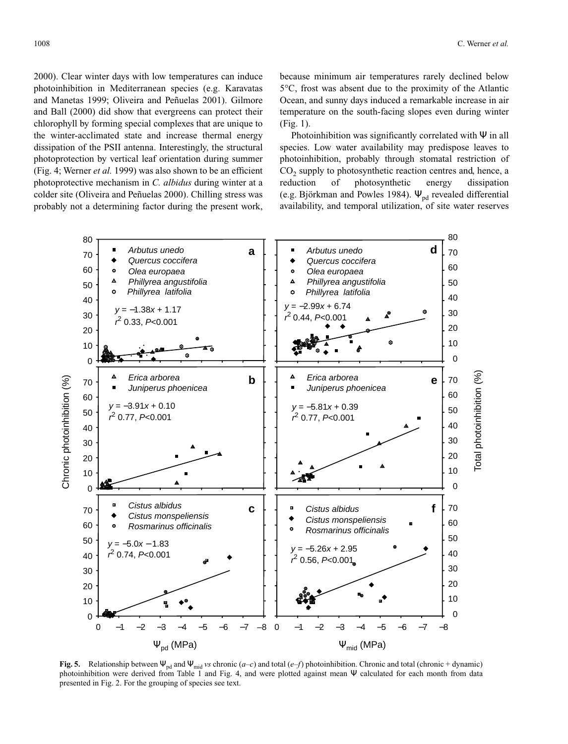2000). Clear winter days with low temperatures can induce photoinhibition in Mediterranean species (e.g. Karavatas and Manetas 1999; Oliveira and Peñuelas 2001). Gilmore and Ball (2000) did show that evergreens can protect their chlorophyll by forming special complexes that are unique to the winter-acclimated state and increase thermal energy dissipation of the PSII antenna. Interestingly, the structural photoprotection by vertical leaf orientation during summer (Fig. 4; Werner *et al.* 1999) was also shown to be an efficient photoprotective mechanism in *C. albidus* during winter at a colder site (Oliveira and Peñuelas 2000). Chilling stress was probably not a determining factor during the present work, because minimum air temperatures rarely declined below 5°C, frost was absent due to the proximity of the Atlantic Ocean, and sunny days induced a remarkable increase in air temperature on the south-facing slopes even during winter (Fig. 1).

Photoinhibition was significantly correlated with Ψ in all species. Low water availability may predispose leaves to photoinhibition, probably through stomatal restriction of $CO_2$ supply to photosynthetic reaction centres and, hence, a reduction of photosynthetic energy dissipation (e.g. Björkman and Powles 1984). $\Psi_{pd}$ revealed differential availability, and temporal utilization, of site water reserves

**Fig. 5.** Relationship between $\Psi_{pd}$ and $\Psi_{mid}$ *vs* chronic (*a*–*c*) and total (*e*–*f*) photoinhibition. Chronic and total (chronic + dynamic) photoinhibition were derived from Table 1 and Fig. 4, and were plotted against mean Ψ calculated for each month from data presented in Fig. 2. For the grouping of species see text.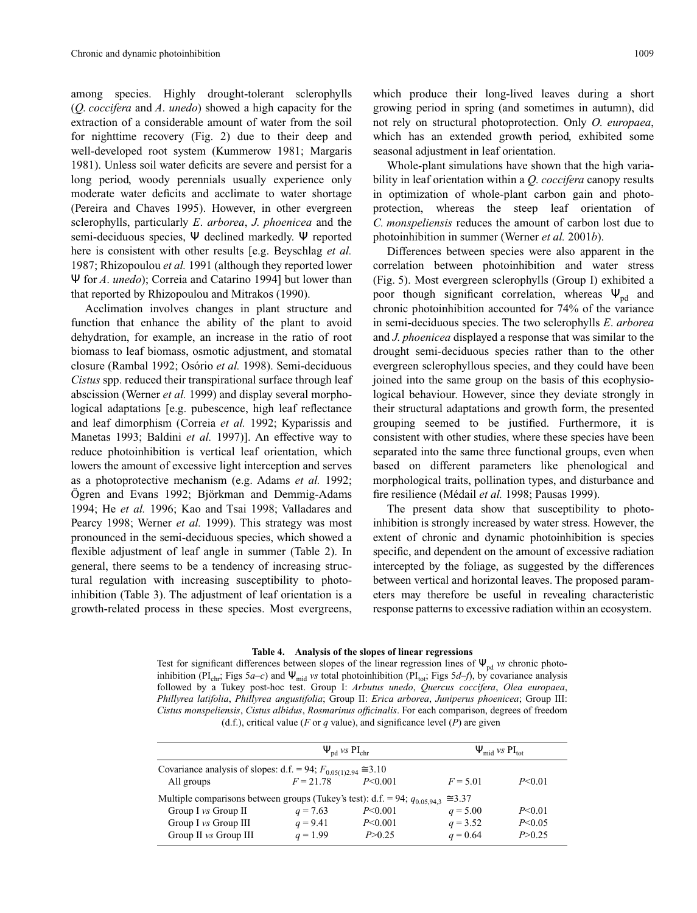among species. Highly drought-tolerant sclerophylls (*Q. coccifera* and *A. unedo*) showed a high capacity for the extraction of a considerable amount of water from the soil for nighttime recovery (Fig. 2) due to their deep and well-developed root system (Kummerow 1981; Margaris 1981). Unless soil water deficits are severe and persist for a long period, woody perennials usually experience only moderate water deficits and acclimate to water shortage (Pereira and Chaves 1995). However, in other evergreen sclerophylls, particularly *E. arborea*, *J. phoenicea* and the semi-deciduous species, Ψ declined markedly. Ψ reported here is consistent with other results [e.g. Beyschlag *et al.* 1987; Rhizopoulou *et al.* 1991 (although they reported lower Ψ for *A. unedo*); Correia and Catarino 1994] but lower than that reported by Rhizopoulou and Mitrakos (1990).

Acclimation involves changes in plant structure and function that enhance the ability of the plant to avoid dehydration, for example, an increase in the ratio of root biomass to leaf biomass, osmotic adjustment, and stomatal closure (Rambal 1992; Osório *et al.* 1998). Semi-deciduous *Cistus* spp. reduced their transpirational surface through leaf abscission (Werner *et al.* 1999) and display several morphological adaptations [e.g. pubescence, high leaf reflectance and leaf dimorphism (Correia *et al.* 1992; Kyparissis and Manetas 1993; Baldini *et al.* 1997)]. An effective way to reduce photoinhibition is vertical leaf orientation, which lowers the amount of excessive light interception and serves as a photoprotective mechanism (e.g. Adams *et al.* 1992; Ögren and Evans 1992; Björkman and Demmig-Adams 1994; He *et al.* 1996; Kao and Tsai 1998; Valladares and Pearcy 1998; Werner *et al.* 1999). This strategy was most pronounced in the semi-deciduous species, which showed a flexible adjustment of leaf angle in summer (Table 2). In general, there seems to be a tendency of increasing structural regulation with increasing susceptibility to photoinhibition (Table 3). The adjustment of leaf orientation is a growth-related process in these species. Most evergreens, which produce their long-lived leaves during a short growing period in spring (and sometimes in autumn), did not rely on structural photoprotection. Only *O. europaea*, which has an extended growth period, exhibited some seasonal adjustment in leaf orientation.

Whole-plant simulations have shown that the high variability in leaf orientation within a *Q. coccifera* canopy results in optimization of whole-plant carbon gain and photoprotection, whereas the steep leaf orientation of *C. monspeliensis* reduces the amount of carbon lost due to photoinhibition in summer (Werner *et al.* 2001*b*).

Differences between species were also apparent in the correlation between photoinhibition and water stress (Fig. 5). Most evergreen sclerophylls (Group I) exhibited a poor though significant correlation, whereas $\Psi_{pd}$ and chronic photoinhibition accounted for 74% of the variance in semi-deciduous species. The two sclerophylls *E. arborea* and *J. phoenicea* displayed a response that was similar to the drought semi-deciduous species rather than to the other evergreen sclerophyllous species, and they could have been joined into the same group on the basis of this ecophysiological behaviour. However, since they deviate strongly in their structural adaptations and growth form, the presented grouping seemed to be justified. Furthermore, it is consistent with other studies, where these species have been separated into the same three functional groups, even when based on different parameters like phenological and morphological traits, pollination types, and disturbance and fire resilience (Médail *et al.* 1998; Pausas 1999).

The present data show that susceptibility to photoinhibition is strongly increased by water stress. However, the extent of chronic and dynamic photoinhibition is species specific, and dependent on the amount of excessive radiation intercepted by the foliage, as suggested by the differences between vertical and horizontal leaves. The proposed parameters may therefore be useful in revealing characteristic response patterns to excessive radiation within an ecosystem.

**Table 4. Analysis of the slopes of linear regressions**

Test for significant differences between slopes of the linear regression lines of $\Psi_{pd}$ *vs* chronic photoinhibition ($PI_{chr}$; Figs 5*a–c*) and $\Psi_{mid}$ *vs* total photoinhibition ($PI_{tot}$; Figs 5*d–f*), by covariance analysis followed by a Tukey post-hoc test. Group I: *Arbutus unedo*, *Quercus coccifera*, *Olea europaea*, *Phillyrea latifolia*, *Phillyrea angustifolia*; Group II: *Erica arborea*, *Juniperus phoenicea*; Group III: *Cistus monspeliensis*, *Cistus albidus*, *Rosmarinus officinalis*. For each comparison, degrees of freedom (d.f.), critical value (*F* or *q* value), and significance level (*P*) are given

| | $\Psi_{pd}$ *vs* $PI_{chr}$ | | $\Psi_{mid}$ *vs* $PI_{tot}$ | |
|---|---|---|---|---|
| Covariance analysis of slopes: d.f. = 94; $F_{0.05(1)2,94} \cong 3.10$ | | | | |
| All groups | $F = 21.78$ | $P<0.001$ | $F = 5.01$ | $P<0.01$ |
| Multiple comparisons between groups (Tukey's test): d.f. = 94; $q_{0.05,94,3} \cong 3.37$ | | | | |
| Group I *vs* Group II | $q = 7.63$ | $P<0.001$ | $q = 5.00$ | $P<0.01$ |
| Group I *vs* Group III | $q = 9.41$ | $P<0.001$ | $q = 3.52$ | $P<0.05$ |
| Group II *vs* Group III | $q = 1.99$ | $P>0.25$ | $q = 0.64$ | $P>0.25$ |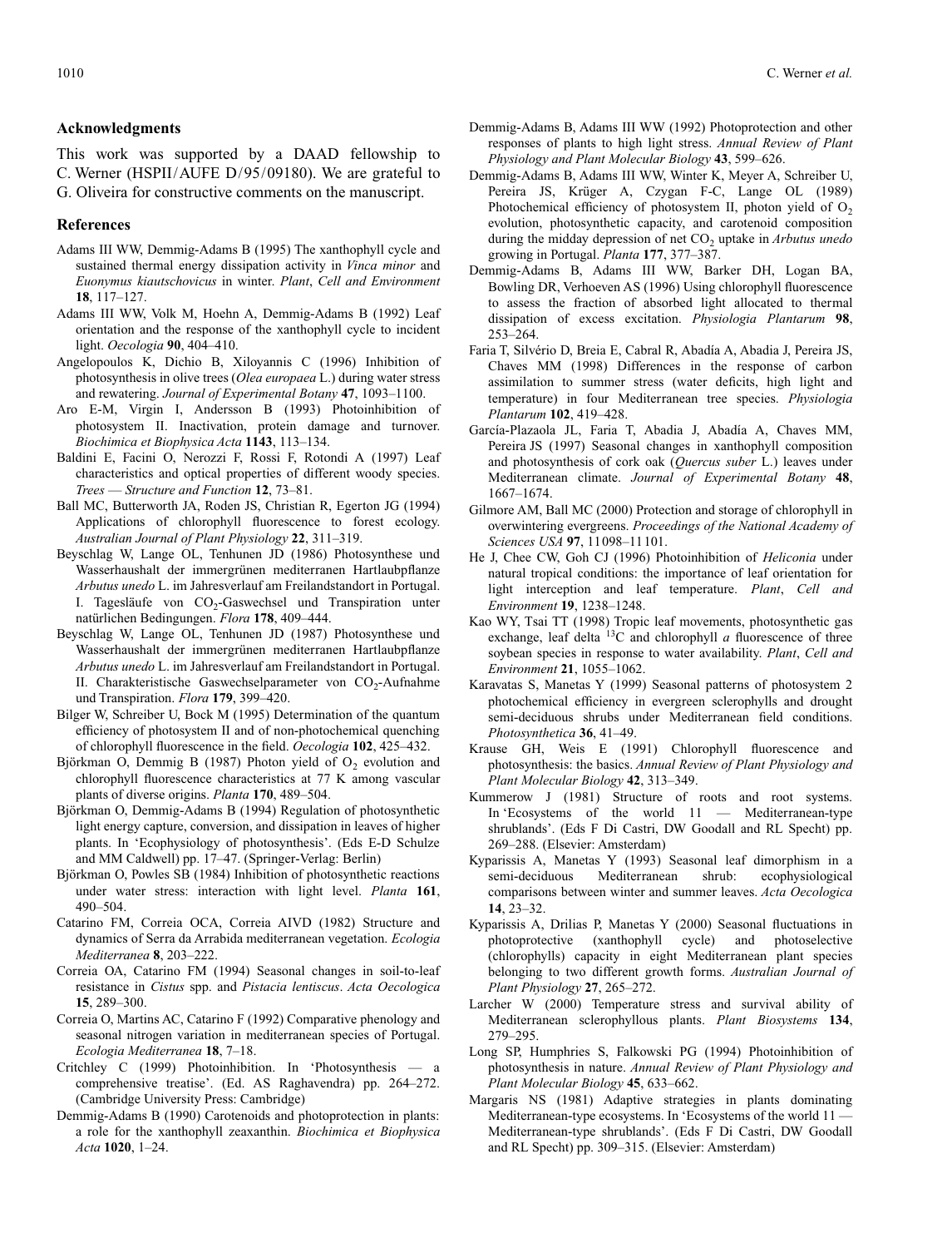## Acknowledgments

This work was supported by a DAAD fellowship to C. Werner (HSPII/AUFE D/95/09180). We are grateful to G. Oliveira for constructive comments on the manuscript.

## References

Adams III WW, Demmig-Adams B (1995) The xanthophyll cycle and sustained thermal energy dissipation activity in *Vinca minor* and *Euonymus kiautschovicus* in winter. *Plant, Cell and Environment* **18**, 117–127.

Adams III WW, Volk M, Hoehn A, Demmig-Adams B (1992) Leaf orientation and the response of the xanthophyll cycle to incident light. *Oecologia* **90**, 404–410.

Angelopoulos K, Dichio B, Xiloyannis C (1996) Inhibition of photosynthesis in olive trees (*Olea europaea* L.) during water stress and rewatering. *Journal of Experimental Botany* **47**, 1093–1100.

Aro E-M, Virgin I, Andersson B (1993) Photoinhibition of photosystem II. Inactivation, protein damage and turnover. *Biochimica et Biophysica Acta* **1143**, 113–134.

Baldini E, Facini O, Nerozzi F, Rossi F, Rotondi A (1997) Leaf characteristics and optical properties of different woody species. *Trees — Structure and Function* **12**, 73–81.

Ball MC, Butterworth JA, Roden JS, Christian R, Egerton JG (1994) Applications of chlorophyll fluorescence to forest ecology. *Australian Journal of Plant Physiology* **22**, 311–319.

Beyschlag W, Lange OL, Tenhunen JD (1986) Photosynthese und Wasserhaushalt der immergrünen mediterranen Hartlaubpflanze *Arbutus unedo* L. im Jahresverlauf am Freilandstandort in Portugal. I. Tagesläufe von $CO_2$-Gaswechsel und Transpiration unter natürlichen Bedingungen. *Flora* **178**, 409–444.

Beyschlag W, Lange OL, Tenhunen JD (1987) Photosynthese und Wasserhaushalt der immergrünen mediterranen Hartlaubpflanze *Arbutus unedo* L. im Jahresverlauf am Freilandstandort in Portugal. II. Charakteristische Gaswechselparameter von $CO_2$-Aufnahme und Transpiration. *Flora* **179**, 399–420.

Bilger W, Schreiber U, Bock M (1995) Determination of the quantum efficiency of photosystem II and of non-photochemical quenching of chlorophyll fluorescence in the field. *Oecologia* **102**, 425–432.

Björkman O, Demmig B (1987) Photon yield of $O_2$ evolution and chlorophyll fluorescence characteristics at 77 K among vascular plants of diverse origins. *Planta* **170**, 489–504.

Björkman O, Demmig-Adams B (1994) Regulation of photosynthetic light energy capture, conversion, and dissipation in leaves of higher plants. In 'Ecophysiology of photosynthesis'. (Eds E-D Schulze and MM Caldwell) pp. 17–47. (Springer-Verlag: Berlin)

Björkman O, Powles SB (1984) Inhibition of photosynthetic reactions under water stress: interaction with light level. *Planta* **161**, 490–504.

Catarino FM, Correia OCA, Correia AIVD (1982) Structure and dynamics of Serra da Arrabida mediterranean vegetation. *Ecologia Mediterranea* **8**, 203–222.

Correia OA, Catarino FM (1994) Seasonal changes in soil-to-leaf resistance in *Cistus* spp. and *Pistacia lentiscus*. *Acta Oecologica* **15**, 289–300.

Correia O, Martins AC, Catarino F (1992) Comparative phenology and seasonal nitrogen variation in mediterranean species of Portugal. *Ecologia Mediterranea* **18**, 7–18.

Critchley C (1999) Photoinhibition. In 'Photosynthesis — a comprehensive treatise'. (Ed. AS Raghavendra) pp. 264–272. (Cambridge University Press: Cambridge)

Demmig-Adams B (1990) Carotenoids and photoprotection in plants: a role for the xanthophyll zeaxanthin. *Biochimica et Biophysica Acta* **1020**, 1–24.

Demmig-Adams B, Adams III WW (1992) Photoprotection and other responses of plants to high light stress. *Annual Review of Plant Physiology and Plant Molecular Biology* **43**, 599–626.

Demmig-Adams B, Adams III WW, Winter K, Meyer A, Schreiber U, Pereira JS, Krüger A, Czygan F-C, Lange OL (1989) Photochemical efficiency of photosystem II, photon yield of $O_2$ evolution, photosynthetic capacity, and carotenoid composition during the midday depression of net $CO_2$ uptake in *Arbutus unedo* growing in Portugal. *Planta* **177**, 377–387.

Demmig-Adams B, Adams III WW, Barker DH, Logan BA, Bowling DR, Verhoeven AS (1996) Using chlorophyll fluorescence to assess the fraction of absorbed light allocated to thermal dissipation of excess excitation. *Physiologia Plantarum* **98**, 253–264.

Faria T, Silvério D, Breia E, Cabral R, Abadía A, Abadia J, Pereira JS, Chaves MM (1998) Differences in the response of carbon assimilation to summer stress (water deficits, high light and temperature) in four Mediterranean tree species. *Physiologia Plantarum* **102**, 419–428.

García-Plazaola JL, Faria T, Abadia J, Abadía A, Chaves MM, Pereira JS (1997) Seasonal changes in xanthophyll composition and photosynthesis of cork oak (*Quercus suber* L.) leaves under Mediterranean climate. *Journal of Experimental Botany* **48**, 1667–1674.

Gilmore AM, Ball MC (2000) Protection and storage of chlorophyll in overwintering evergreens. *Proceedings of the National Academy of Sciences USA* **97**, 11098–11101.

He J, Chee CW, Goh CJ (1996) Photoinhibition of *Heliconia* under natural tropical conditions: the importance of leaf orientation for light interception and leaf temperature. *Plant, Cell and Environment* **19**, 1238–1248.

Kao WY, Tsai TT (1998) Tropic leaf movements, photosynthetic gas exchange, leaf delta $^{13}C$ and chlorophyll *a* fluorescence of three soybean species in response to water availability. *Plant, Cell and Environment* **21**, 1055–1062.

Karavatas S, Manetas Y (1999) Seasonal patterns of photosystem 2 photochemical efficiency in evergreen sclerophylls and drought semi-deciduous shrubs under Mediterranean field conditions. *Photosynthetica* **36**, 41–49.

Krause GH, Weis E (1991) Chlorophyll fluorescence and photosynthesis: the basics. *Annual Review of Plant Physiology and Plant Molecular Biology* **42**, 313–349.

Kummerow J (1981) Structure of roots and root systems. In 'Ecosystems of the world 11 — Mediterranean-type shrublands'. (Eds F Di Castri, DW Goodall and RL Specht) pp. 269–288. (Elsevier: Amsterdam)

Kyparissis A, Manetas Y (1993) Seasonal leaf dimorphism in a semi-deciduous Mediterranean shrub: ecophysiological comparisons between winter and summer leaves. *Acta Oecologica* **14**, 23–32.

Kyparissis A, Drilias P, Manetas Y (2000) Seasonal fluctuations in photoprotective (xanthophyll cycle) and photoselective (chlorophylls) capacity in eight Mediterranean plant species belonging to two different growth forms. *Australian Journal of Plant Physiology* **27**, 265–272.

Larcher W (2000) Temperature stress and survival ability of Mediterranean sclerophyllous plants. *Plant Biosystems* **134**, 279–295.

Long SP, Humphries S, Falkowski PG (1994) Photoinhibition of photosynthesis in nature. *Annual Review of Plant Physiology and Plant Molecular Biology* **45**, 633–662.

Margaris NS (1981) Adaptive strategies in plants dominating Mediterranean-type ecosystems. In 'Ecosystems of the world 11 — Mediterranean-type shrublands'. (Eds F Di Castri, DW Goodall and RL Specht) pp. 309–315. (Elsevier: Amsterdam)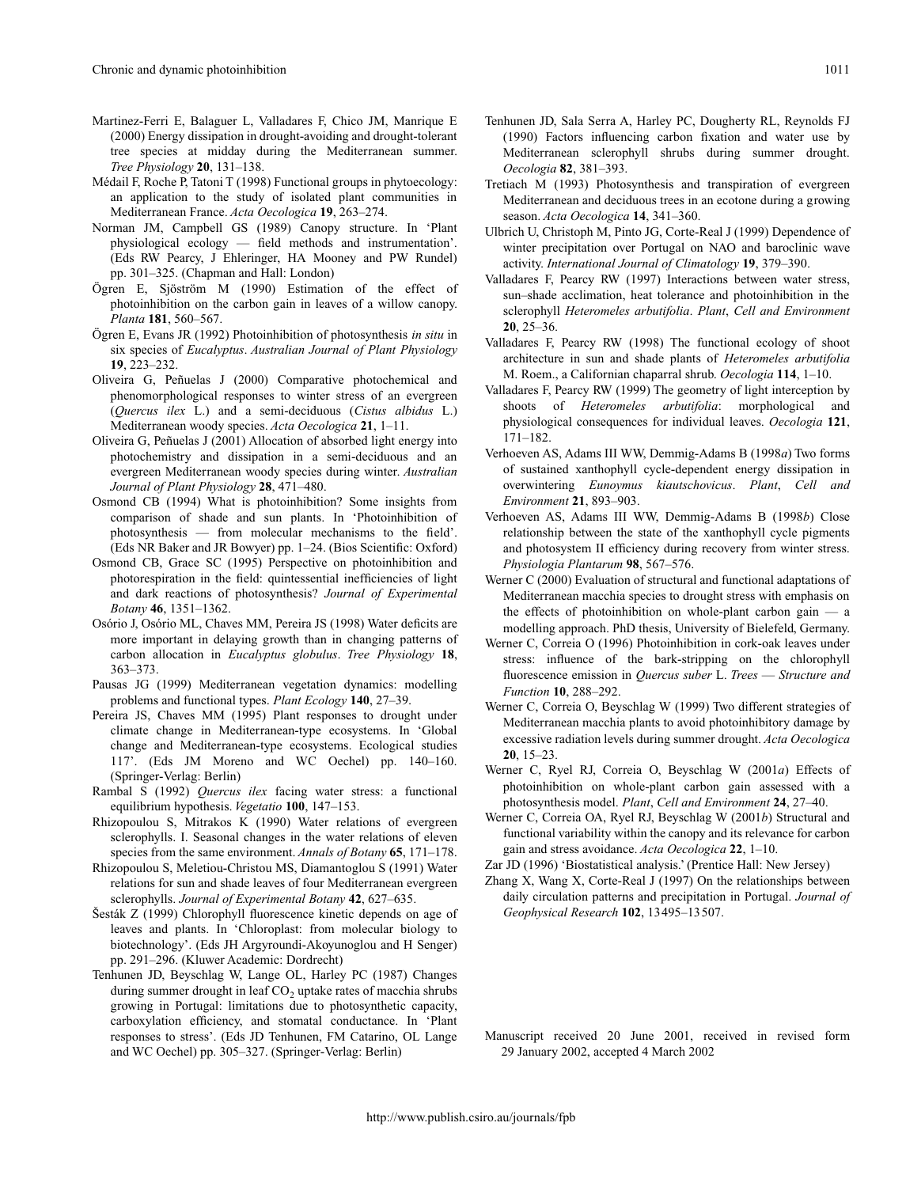Martinez-Ferri E, Balaguer L, Valladares F, Chico JM, Manrique E (2000) Energy dissipation in drought-avoiding and drought-tolerant tree species at midday during the Mediterranean summer. *Tree Physiology* **20**, 131–138.

Médail F, Roche P, Tatoni T (1998) Functional groups in phytoecology: an application to the study of isolated plant communities in Mediterranean France. *Acta Oecologica* **19**, 263–274.

Norman JM, Campbell GS (1989) Canopy structure. In 'Plant physiological ecology — field methods and instrumentation'. (Eds RW Pearcy, J Ehleringer, HA Mooney and PW Rundel) pp. 301–325. (Chapman and Hall: London)

Ögren E, Sjöström M (1990) Estimation of the effect of photoinhibition on the carbon gain in leaves of a willow canopy. *Planta* **181**, 560–567.

Ögren E, Evans JR (1992) Photoinhibition of photosynthesis *in situ* in six species of *Eucalyptus*. *Australian Journal of Plant Physiology* **19**, 223–232.

Oliveira G, Peñuelas J (2000) Comparative photochemical and phenomorphological responses to winter stress of an evergreen (*Quercus ilex* L.) and a semi-deciduous (*Cistus albidus* L.) Mediterranean woody species. *Acta Oecologica* **21**, 1–11.

Oliveira G, Peñuelas J (2001) Allocation of absorbed light energy into photochemistry and dissipation in a semi-deciduous and an evergreen Mediterranean woody species during winter. *Australian Journal of Plant Physiology* **28**, 471–480.

Osmond CB (1994) What is photoinhibition? Some insights from comparison of shade and sun plants. In 'Photoinhibition of photosynthesis — from molecular mechanisms to the field'. (Eds NR Baker and JR Bowyer) pp. 1–24. (Bios Scientific: Oxford)

Osmond CB, Grace SC (1995) Perspective on photoinhibition and photorespiration in the field: quintessential inefficiencies of light and dark reactions of photosynthesis? *Journal of Experimental Botany* **46**, 1351–1362.

Osório J, Osório ML, Chaves MM, Pereira JS (1998) Water deficits are more important in delaying growth than in changing patterns of carbon allocation in *Eucalyptus globulus*. *Tree Physiology* **18**, 363–373.

Pausas JG (1999) Mediterranean vegetation dynamics: modelling problems and functional types. *Plant Ecology* **140**, 27–39.

Pereira JS, Chaves MM (1995) Plant responses to drought under climate change in Mediterranean-type ecosystems. In 'Global change and Mediterranean-type ecosystems. Ecological studies 117'. (Eds JM Moreno and WC Oechel) pp. 140–160. (Springer-Verlag: Berlin)

Rambal S (1992) *Quercus ilex* facing water stress: a functional equilibrium hypothesis. *Vegetatio* **100**, 147–153.

Rhizopoulou S, Mitrakos K (1990) Water relations of evergreen sclerophylls. I. Seasonal changes in the water relations of eleven species from the same environment. *Annals of Botany* **65**, 171–178.

Rhizopoulou S, Meletiou-Christou MS, Diamantoglou S (1991) Water relations for sun and shade leaves of four Mediterranean evergreen sclerophylls. *Journal of Experimental Botany* **42**, 627–635.

Šesták Z (1999) Chlorophyll fluorescence kinetic depends on age of leaves and plants. In 'Chloroplast: from molecular biology to biotechnology'. (Eds JH Argyroundi-Akoyunoglou and H Senger) pp. 291–296. (Kluwer Academic: Dordrecht)

Tenhunen JD, Beyschlag W, Lange OL, Harley PC (1987) Changes during summer drought in leaf $CO_2$ uptake rates of macchia shrubs growing in Portugal: limitations due to photosynthetic capacity, carboxylation efficiency, and stomatal conductance. In 'Plant responses to stress'. (Eds JD Tenhunen, FM Catarino, OL Lange and WC Oechel) pp. 305–327. (Springer-Verlag: Berlin)

Tenhunen JD, Sala Serra A, Harley PC, Dougherty RL, Reynolds FJ (1990) Factors influencing carbon fixation and water use by Mediterranean sclerophyll shrubs during summer drought. *Oecologia* **82**, 381–393.

Tretiach M (1993) Photosynthesis and transpiration of evergreen Mediterranean and deciduous trees in an ecotone during a growing season. *Acta Oecologica* **14**, 341–360.

Ulbrich U, Christoph M, Pinto JG, Corte-Real J (1999) Dependence of winter precipitation over Portugal on NAO and baroclinic wave activity. *International Journal of Climatology* **19**, 379–390.

Valladares F, Pearcy RW (1997) Interactions between water stress, sun–shade acclimation, heat tolerance and photoinhibition in the sclerophyll *Heteromeles arbutifolia*. *Plant*, *Cell and Environment* **20**, 25–36.

Valladares F, Pearcy RW (1998) The functional ecology of shoot architecture in sun and shade plants of *Heteromeles arbutifolia* M. Roem., a Californian chaparral shrub. *Oecologia* **114**, 1–10.

Valladares F, Pearcy RW (1999) The geometry of light interception by shoots of *Heteromeles arbutifolia*: morphological and physiological consequences for individual leaves. *Oecologia* **121**, 171–182.

Verhoeven AS, Adams III WW, Demmig-Adams B (1998*a*) Two forms of sustained xanthophyll cycle-dependent energy dissipation in overwintering *Eunoymus kiautschovicus*. *Plant*, *Cell and Environment* **21**, 893–903.

Verhoeven AS, Adams III WW, Demmig-Adams B (1998*b*) Close relationship between the state of the xanthophyll cycle pigments and photosystem II efficiency during recovery from winter stress. *Physiologia Plantarum* **98**, 567–576.

Werner C (2000) Evaluation of structural and functional adaptations of Mediterranean macchia species to drought stress with emphasis on the effects of photoinhibition on whole-plant carbon gain — a modelling approach. PhD thesis, University of Bielefeld, Germany.

Werner C, Correia O (1996) Photoinhibition in cork-oak leaves under stress: influence of the bark-stripping on the chlorophyll fluorescence emission in *Quercus suber* L. *Trees — Structure and Function* **10**, 288–292.

Werner C, Correia O, Beyschlag W (1999) Two different strategies of Mediterranean macchia plants to avoid photoinhibitory damage by excessive radiation levels during summer drought. *Acta Oecologica* **20**, 15–23.

Werner C, Ryel RJ, Correia O, Beyschlag W (2001*a*) Effects of photoinhibition on whole-plant carbon gain assessed with a photosynthesis model. *Plant*, *Cell and Environment* **24**, 27–40.

Werner C, Correia OA, Ryel RJ, Beyschlag W (2001*b*) Structural and functional variability within the canopy and its relevance for carbon gain and stress avoidance. *Acta Oecologica* **22**, 1–10.

Zar JD (1996) 'Biostatistical analysis.' (Prentice Hall: New Jersey)

Zhang X, Wang X, Corte-Real J (1997) On the relationships between daily circulation patterns and precipitation in Portugal. *Journal of Geophysical Research* **102**, 13 495–13 507.

Manuscript received 20 June 2001, received in revised form 29 January 2002, accepted 4 March 2002